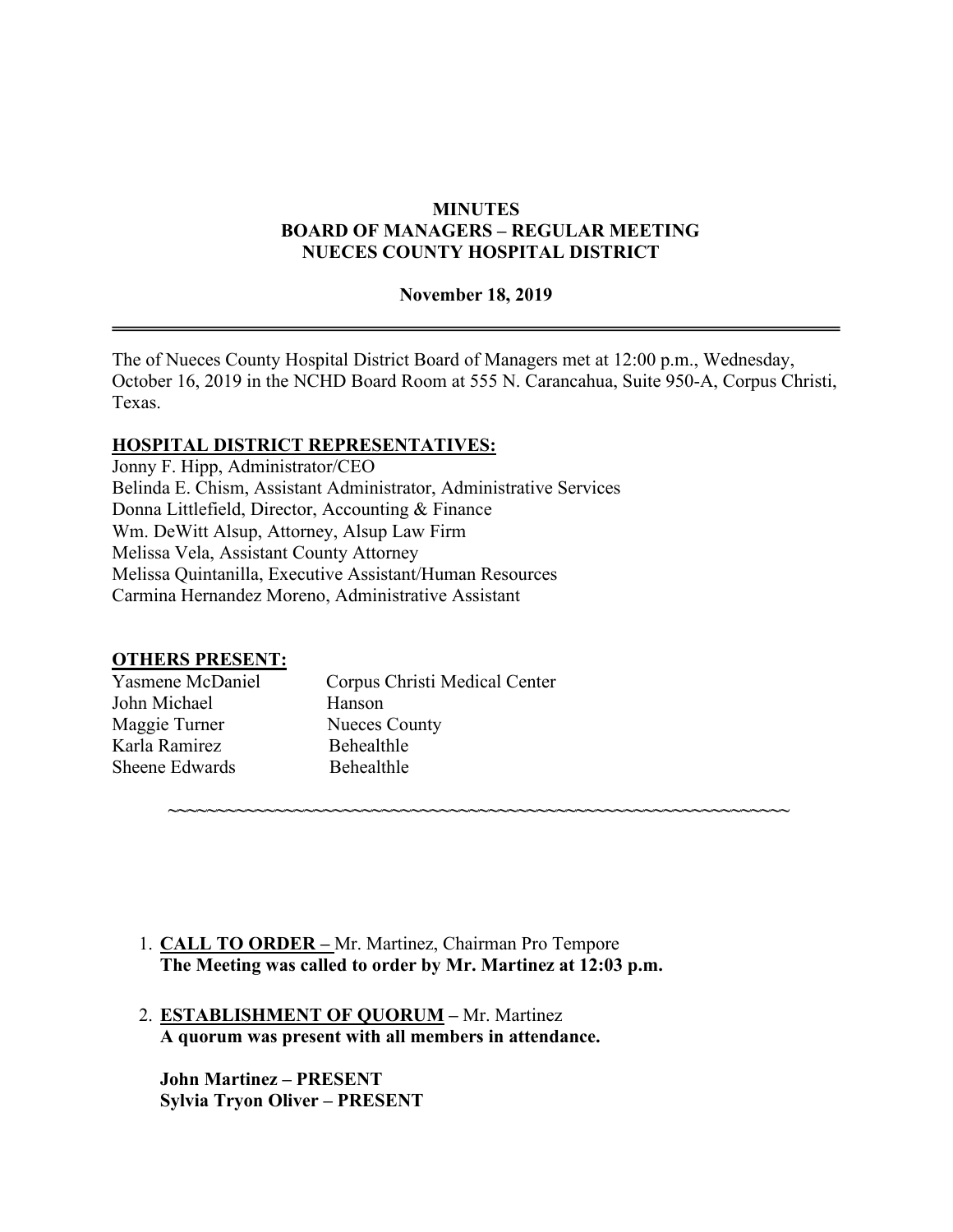# MINUTES
## BOARD OF MANAGERS – REGULAR MEETING
## NUECES COUNTY HOSPITAL DISTRICT

**November 18, 2019**

---

The of Nueces County Hospital District Board of Managers met at 12:00 p.m., Wednesday, October 16, 2019 in the NCHD Board Room at 555 N. Carancahua, Suite 950-A, Corpus Christi, Texas.

**HOSPITAL DISTRICT REPRESENTATIVES:**

Jonny F. Hipp, Administrator/CEO
Belinda E. Chism, Assistant Administrator, Administrative Services
Donna Littlefield, Director, Accounting & Finance
Wm. DeWitt Alsup, Attorney, Alsup Law Firm
Melissa Vela, Assistant County Attorney
Melissa Quintanilla, Executive Assistant/Human Resources
Carmina Hernandez Moreno, Administrative Assistant

**OTHERS PRESENT:**

| | |
|---|---|
| Yasmene McDaniel | Corpus Christi Medical Center |
| John Michael | Hanson |
| Maggie Turner | Nueces County |
| Karla Ramirez | Behealthle |
| Sheene Edwards | Behealthle |

~~~~~~~~~~~~~~~~~~~~~~~~~~~~~~~~~~~~~~~~~~~~~~~~~~~~~~~~~~~~~~~~

1. **CALL TO ORDER –** Mr. Martinez, Chairman Pro Tempore
   **The Meeting was called to order by Mr. Martinez at 12:03 p.m.**

2. **ESTABLISHMENT OF QUORUM –** Mr. Martinez
   **A quorum was present with all members in attendance.**

   **John Martinez – PRESENT**
   **Sylvia Tryon Oliver – PRESENT**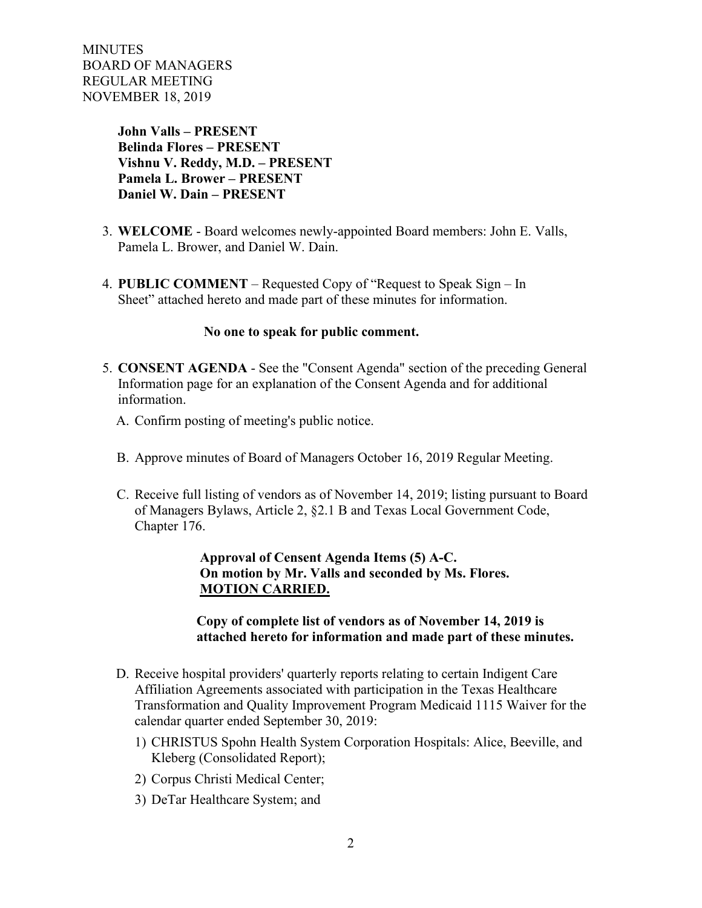MINUTES
BOARD OF MANAGERS
REGULAR MEETING
NOVEMBER 18, 2019

**John Valls – PRESENT**
**Belinda Flores – PRESENT**
**Vishnu V. Reddy, M.D. – PRESENT**
**Pamela L. Brower – PRESENT**
**Daniel W. Dain – PRESENT**

3. **WELCOME** - Board welcomes newly-appointed Board members: John E. Valls, Pamela L. Brower, and Daniel W. Dain.

4. **PUBLIC COMMENT** – Requested Copy of "Request to Speak Sign – In Sheet" attached hereto and made part of these minutes for information.

   **No one to speak for public comment.**

5. **CONSENT AGENDA** - See the "Consent Agenda" section of the preceding General Information page for an explanation of the Consent Agenda and for additional information.

   A. Confirm posting of meeting's public notice.

   B. Approve minutes of Board of Managers October 16, 2019 Regular Meeting.

   C. Receive full listing of vendors as of November 14, 2019; listing pursuant to Board of Managers Bylaws, Article 2, §2.1 B and Texas Local Government Code, Chapter 176.

   **Approval of Censent Agenda Items (5) A-C.**
   **On motion by Mr. Valls and seconded by Ms. Flores.**
   **<u>MOTION CARRIED.</u>**

   **Copy of complete list of vendors as of November 14, 2019 is attached hereto for information and made part of these minutes.**

   D. Receive hospital providers' quarterly reports relating to certain Indigent Care Affiliation Agreements associated with participation in the Texas Healthcare Transformation and Quality Improvement Program Medicaid 1115 Waiver for the calendar quarter ended September 30, 2019:

      1) CHRISTUS Spohn Health System Corporation Hospitals: Alice, Beeville, and Kleberg (Consolidated Report);
      2) Corpus Christi Medical Center;
      3) DeTar Healthcare System; and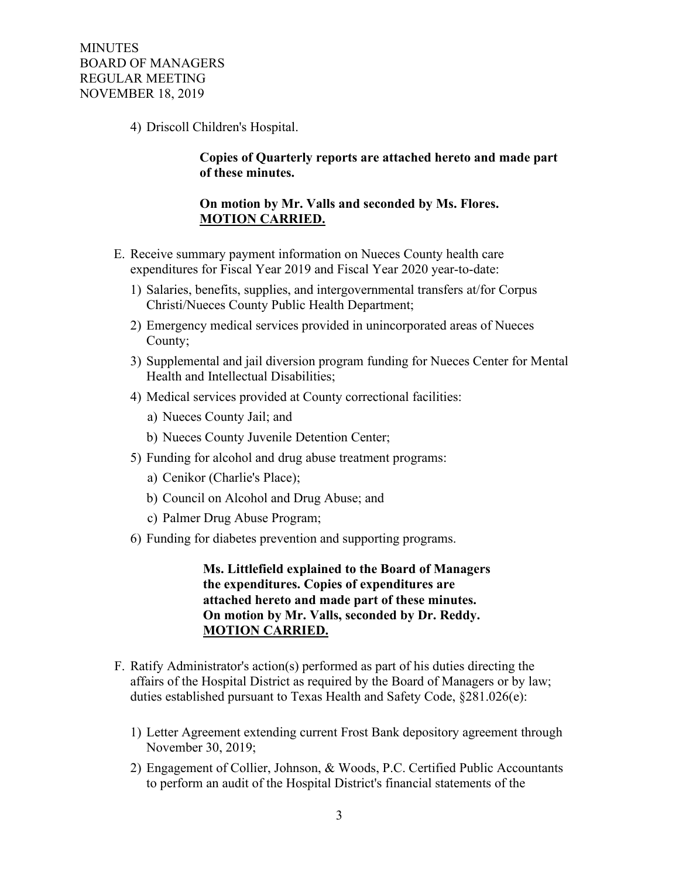4) Driscoll Children's Hospital.

**Copies of Quarterly reports are attached hereto and made part of these minutes.**

**On motion by Mr. Valls and seconded by Ms. Flores.**
**<u>MOTION CARRIED.</u>**

E. Receive summary payment information on Nueces County health care expenditures for Fiscal Year 2019 and Fiscal Year 2020 year-to-date:

   1) Salaries, benefits, supplies, and intergovernmental transfers at/for Corpus Christi/Nueces County Public Health Department;
   2) Emergency medical services provided in unincorporated areas of Nueces County;
   3) Supplemental and jail diversion program funding for Nueces Center for Mental Health and Intellectual Disabilities;
   4) Medical services provided at County correctional facilities:
      a) Nueces County Jail; and
      b) Nueces County Juvenile Detention Center;
   5) Funding for alcohol and drug abuse treatment programs:
      a) Cenikor (Charlie's Place);
      b) Council on Alcohol and Drug Abuse; and
      c) Palmer Drug Abuse Program;
   6) Funding for diabetes prevention and supporting programs.

**Ms. Littlefield explained to the Board of Managers the expenditures. Copies of expenditures are attached hereto and made part of these minutes. On motion by Mr. Valls, seconded by Dr. Reddy.**
**<u>MOTION CARRIED.</u>**

F. Ratify Administrator's action(s) performed as part of his duties directing the affairs of the Hospital District as required by the Board of Managers or by law; duties established pursuant to Texas Health and Safety Code, §281.026(e):

   1) Letter Agreement extending current Frost Bank depository agreement through November 30, 2019;
   2) Engagement of Collier, Johnson, & Woods, P.C. Certified Public Accountants to perform an audit of the Hospital District's financial statements of the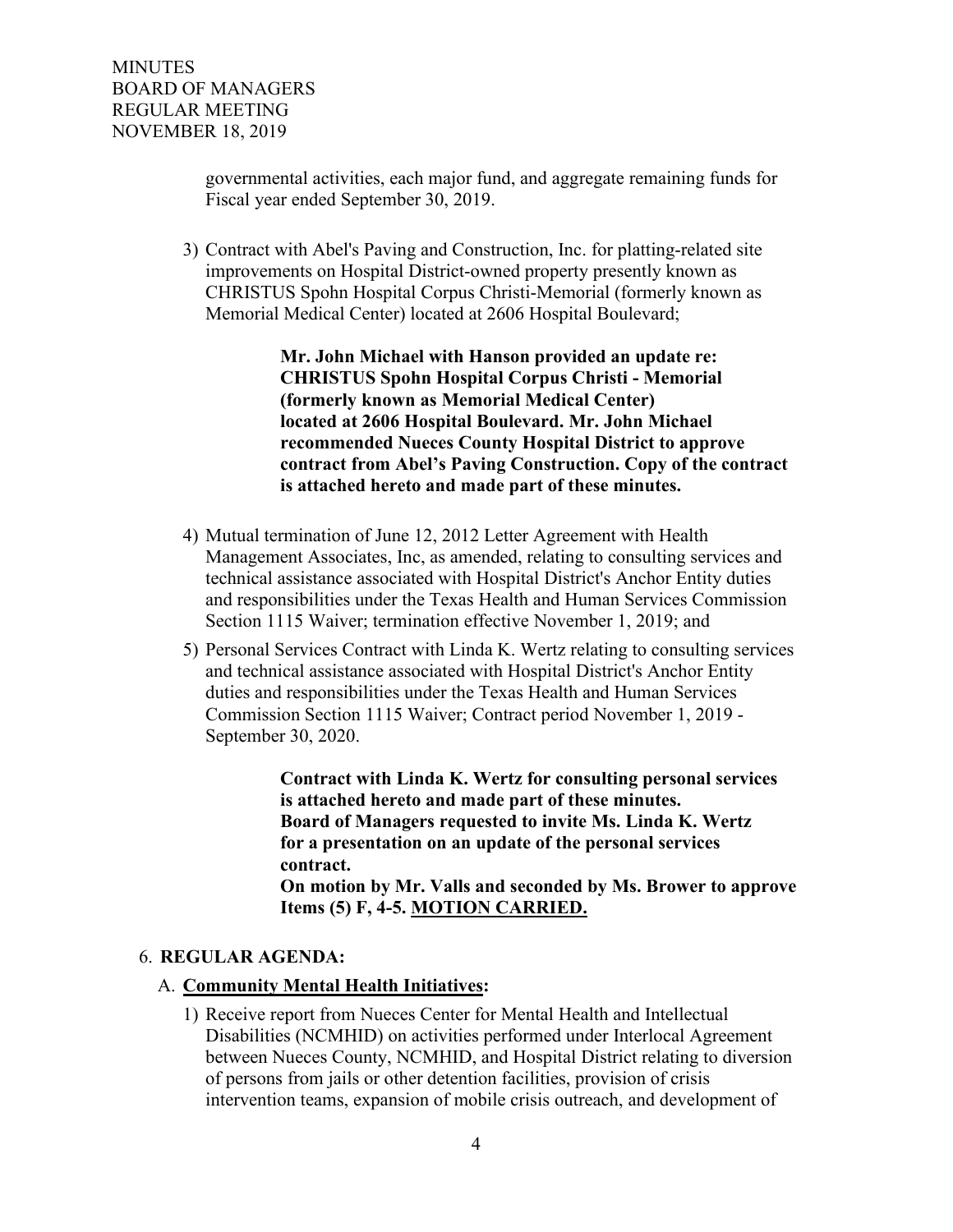governmental activities, each major fund, and aggregate remaining funds for Fiscal year ended September 30, 2019.

3) Contract with Abel's Paving and Construction, Inc. for platting-related site improvements on Hospital District-owned property presently known as CHRISTUS Spohn Hospital Corpus Christi-Memorial (formerly known as Memorial Medical Center) located at 2606 Hospital Boulevard;

   **Mr. John Michael with Hanson provided an update re: CHRISTUS Spohn Hospital Corpus Christi - Memorial (formerly known as Memorial Medical Center) located at 2606 Hospital Boulevard. Mr. John Michael recommended Nueces County Hospital District to approve contract from Abel's Paving Construction. Copy of the contract is attached hereto and made part of these minutes.**

4) Mutual termination of June 12, 2012 Letter Agreement with Health Management Associates, Inc, as amended, relating to consulting services and technical assistance associated with Hospital District's Anchor Entity duties and responsibilities under the Texas Health and Human Services Commission Section 1115 Waiver; termination effective November 1, 2019; and

5) Personal Services Contract with Linda K. Wertz relating to consulting services and technical assistance associated with Hospital District's Anchor Entity duties and responsibilities under the Texas Health and Human Services Commission Section 1115 Waiver; Contract period November 1, 2019 - September 30, 2020.

   **Contract with Linda K. Wertz for consulting personal services is attached hereto and made part of these minutes.**
   **Board of Managers requested to invite Ms. Linda K. Wertz for a presentation on an update of the personal services contract.**
   **On motion by Mr. Valls and seconded by Ms. Brower to approve Items (5) F, 4-5. MOTION CARRIED.**

6. **REGULAR AGENDA:**

   A. **Community Mental Health Initiatives:**

   1) Receive report from Nueces Center for Mental Health and Intellectual Disabilities (NCMHID) on activities performed under Interlocal Agreement between Nueces County, NCMHID, and Hospital District relating to diversion of persons from jails or other detention facilities, provision of crisis intervention teams, expansion of mobile crisis outreach, and development of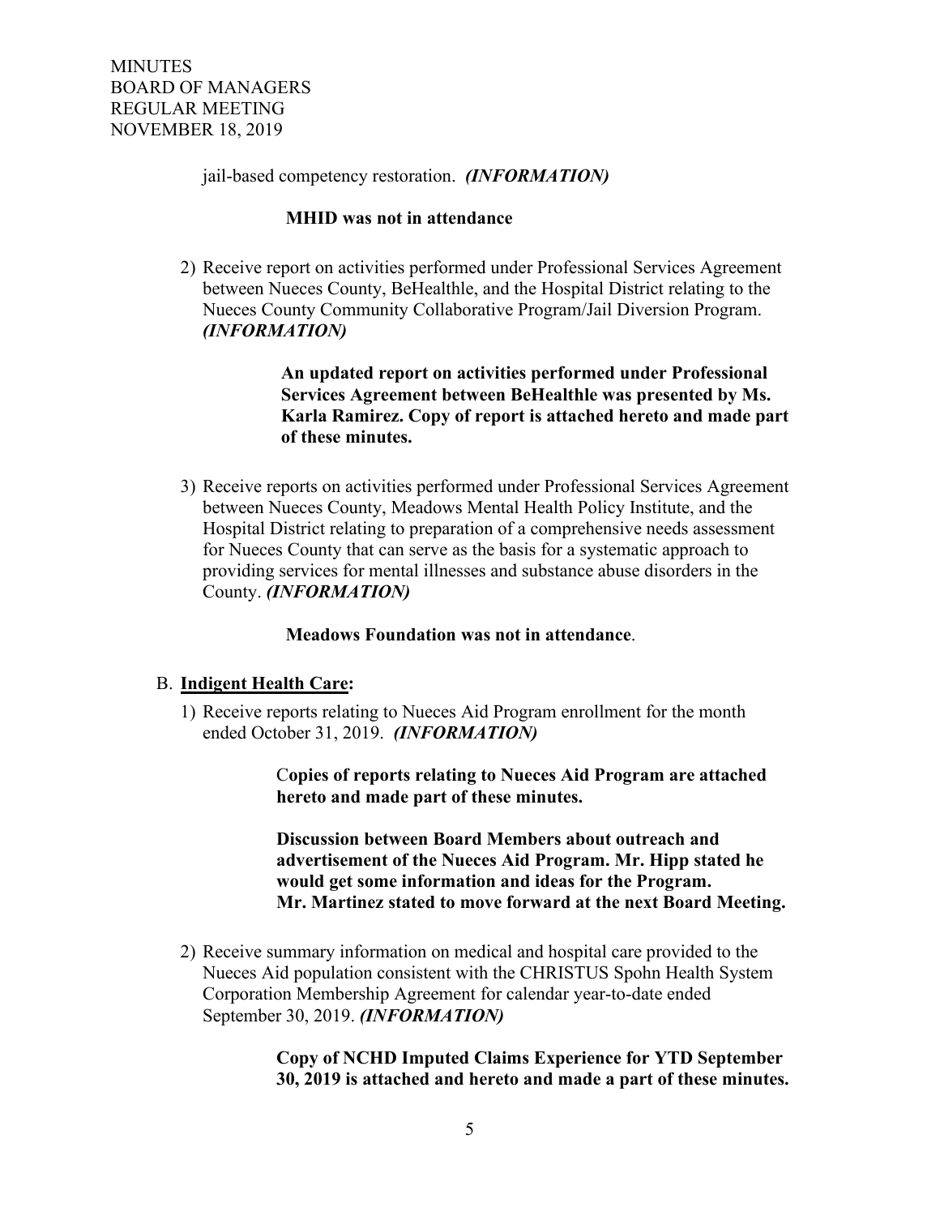jail-based competency restoration. ***(INFORMATION)***

**MHID was not in attendance**

2) Receive report on activities performed under Professional Services Agreement between Nueces County, BeHealthle, and the Hospital District relating to the Nueces County Community Collaborative Program/Jail Diversion Program. ***(INFORMATION)***

   **An updated report on activities performed under Professional Services Agreement between BeHealthle was presented by Ms. Karla Ramirez. Copy of report is attached hereto and made part of these minutes.**

3) Receive reports on activities performed under Professional Services Agreement between Nueces County, Meadows Mental Health Policy Institute, and the Hospital District relating to preparation of a comprehensive needs assessment for Nueces County that can serve as the basis for a systematic approach to providing services for mental illnesses and substance abuse disorders in the County. ***(INFORMATION)***

   **Meadows Foundation was not in attendance**.

B. **<u>Indigent Health Care</u>:**

1) Receive reports relating to Nueces Aid Program enrollment for the month ended October 31, 2019. ***(INFORMATION)***

   C**opies of reports relating to Nueces Aid Program are attached hereto and made part of these minutes.**

   **Discussion between Board Members about outreach and advertisement of the Nueces Aid Program. Mr. Hipp stated he would get some information and ideas for the Program. Mr. Martinez stated to move forward at the next Board Meeting.**

2) Receive summary information on medical and hospital care provided to the Nueces Aid population consistent with the CHRISTUS Spohn Health System Corporation Membership Agreement for calendar year-to-date ended September 30, 2019. ***(INFORMATION)***

   **Copy of NCHD Imputed Claims Experience for YTD September 30, 2019 is attached and hereto and made a part of these minutes.**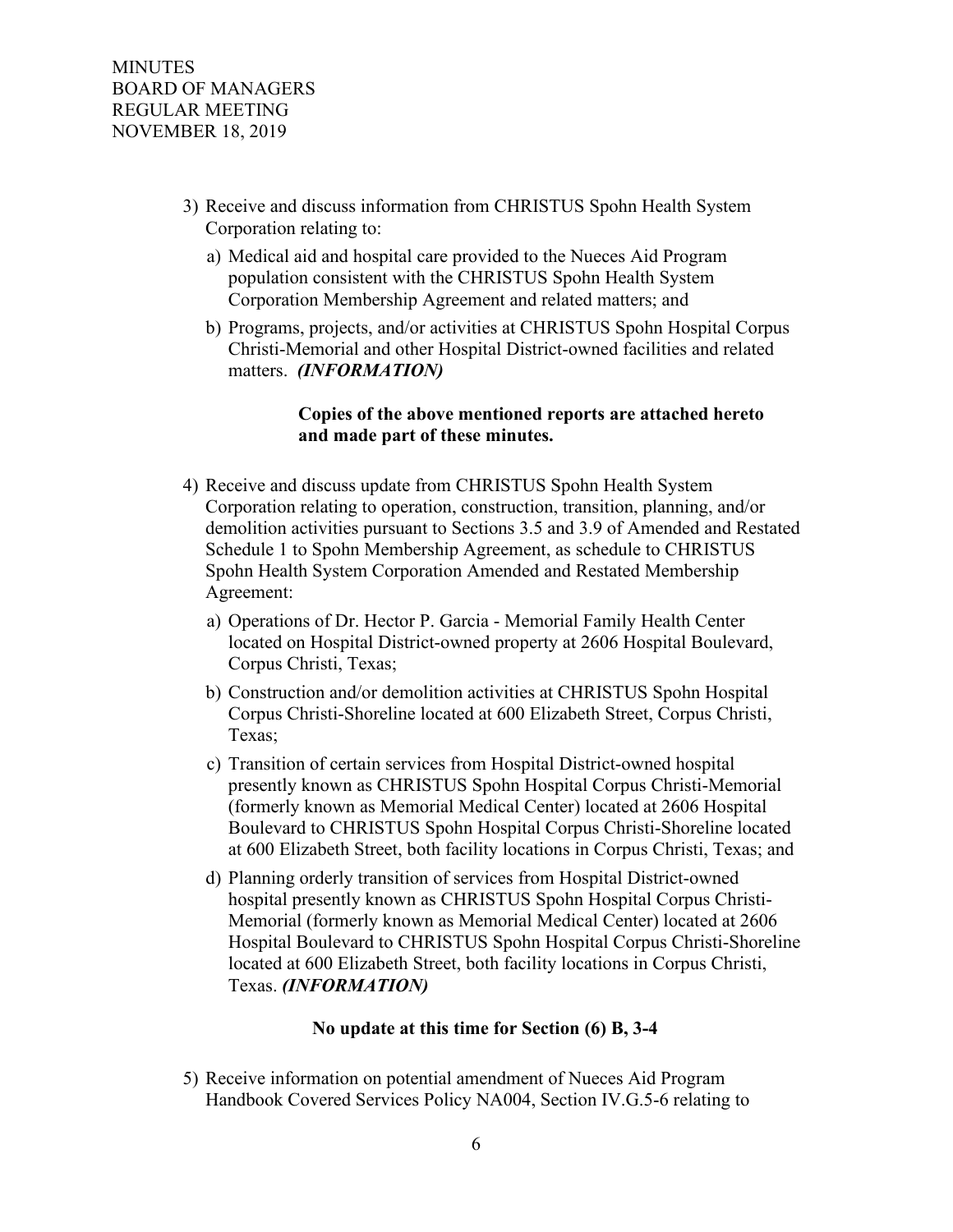3) Receive and discuss information from CHRISTUS Spohn Health System Corporation relating to:

   a) Medical aid and hospital care provided to the Nueces Aid Program population consistent with the CHRISTUS Spohn Health System Corporation Membership Agreement and related matters; and

   b) Programs, projects, and/or activities at CHRISTUS Spohn Hospital Corpus Christi-Memorial and other Hospital District-owned facilities and related matters. ***(INFORMATION)***

   **Copies of the above mentioned reports are attached hereto and made part of these minutes.**

4) Receive and discuss update from CHRISTUS Spohn Health System Corporation relating to operation, construction, transition, planning, and/or demolition activities pursuant to Sections 3.5 and 3.9 of Amended and Restated Schedule 1 to Spohn Membership Agreement, as schedule to CHRISTUS Spohn Health System Corporation Amended and Restated Membership Agreement:

   a) Operations of Dr. Hector P. Garcia - Memorial Family Health Center located on Hospital District-owned property at 2606 Hospital Boulevard, Corpus Christi, Texas;

   b) Construction and/or demolition activities at CHRISTUS Spohn Hospital Corpus Christi-Shoreline located at 600 Elizabeth Street, Corpus Christi, Texas;

   c) Transition of certain services from Hospital District-owned hospital presently known as CHRISTUS Spohn Hospital Corpus Christi-Memorial (formerly known as Memorial Medical Center) located at 2606 Hospital Boulevard to CHRISTUS Spohn Hospital Corpus Christi-Shoreline located at 600 Elizabeth Street, both facility locations in Corpus Christi, Texas; and

   d) Planning orderly transition of services from Hospital District-owned hospital presently known as CHRISTUS Spohn Hospital Corpus Christi-Memorial (formerly known as Memorial Medical Center) located at 2606 Hospital Boulevard to CHRISTUS Spohn Hospital Corpus Christi-Shoreline located at 600 Elizabeth Street, both facility locations in Corpus Christi, Texas. ***(INFORMATION)***

   **No update at this time for Section (6) B, 3-4**

5) Receive information on potential amendment of Nueces Aid Program Handbook Covered Services Policy NA004, Section IV.G.5-6 relating to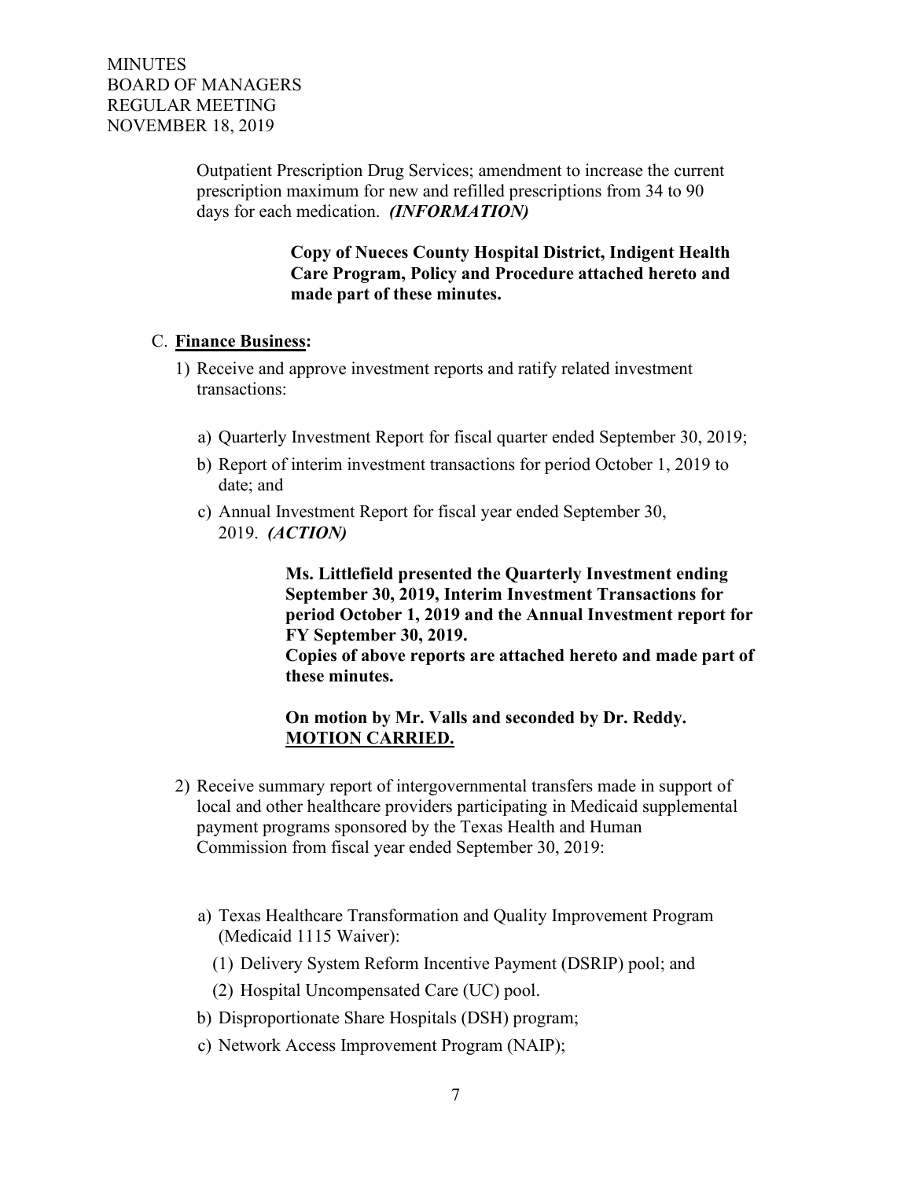Outpatient Prescription Drug Services; amendment to increase the current prescription maximum for new and refilled prescriptions from 34 to 90 days for each medication. ***(INFORMATION)***

> **Copy of Nueces County Hospital District, Indigent Health Care Program, Policy and Procedure attached hereto and made part of these minutes.**

C. **<u>Finance Business</u>:**

1) Receive and approve investment reports and ratify related investment transactions:

   a) Quarterly Investment Report for fiscal quarter ended September 30, 2019;

   b) Report of interim investment transactions for period October 1, 2019 to date; and

   c) Annual Investment Report for fiscal year ended September 30, 2019. ***(ACTION)***

> **Ms. Littlefield presented the Quarterly Investment ending September 30, 2019, Interim Investment Transactions for period October 1, 2019 and the Annual Investment report for FY September 30, 2019.**
> **Copies of above reports are attached hereto and made part of these minutes.**
>
> **On motion by Mr. Valls and seconded by Dr. Reddy. <u>MOTION CARRIED.</u>**

2) Receive summary report of intergovernmental transfers made in support of local and other healthcare providers participating in Medicaid supplemental payment programs sponsored by the Texas Health and Human Commission from fiscal year ended September 30, 2019:

   a) Texas Healthcare Transformation and Quality Improvement Program (Medicaid 1115 Waiver):

      (1) Delivery System Reform Incentive Payment (DSRIP) pool; and

      (2) Hospital Uncompensated Care (UC) pool.

   b) Disproportionate Share Hospitals (DSH) program;

   c) Network Access Improvement Program (NAIP);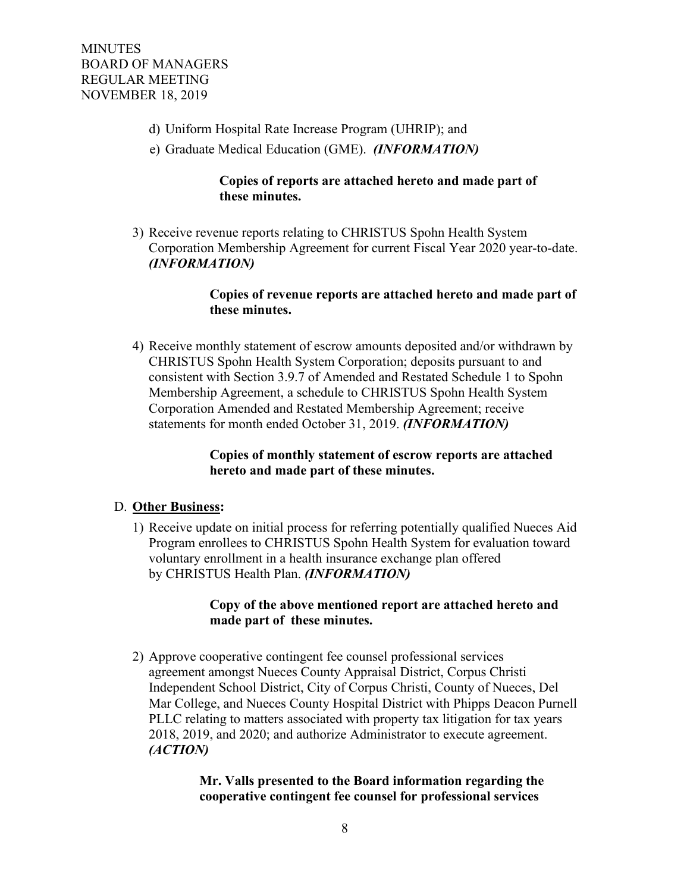d) Uniform Hospital Rate Increase Program (UHRIP); and

e) Graduate Medical Education (GME). ***(INFORMATION)***

**Copies of reports are attached hereto and made part of these minutes.**

3) Receive revenue reports relating to CHRISTUS Spohn Health System Corporation Membership Agreement for current Fiscal Year 2020 year-to-date. ***(INFORMATION)***

**Copies of revenue reports are attached hereto and made part of these minutes.**

4) Receive monthly statement of escrow amounts deposited and/or withdrawn by CHRISTUS Spohn Health System Corporation; deposits pursuant to and consistent with Section 3.9.7 of Amended and Restated Schedule 1 to Spohn Membership Agreement, a schedule to CHRISTUS Spohn Health System Corporation Amended and Restated Membership Agreement; receive statements for month ended October 31, 2019. ***(INFORMATION)***

**Copies of monthly statement of escrow reports are attached hereto and made part of these minutes.**

D. **Other Business:**

1) Receive update on initial process for referring potentially qualified Nueces Aid Program enrollees to CHRISTUS Spohn Health System for evaluation toward voluntary enrollment in a health insurance exchange plan offered by CHRISTUS Health Plan. ***(INFORMATION)***

**Copy of the above mentioned report are attached hereto and made part of these minutes.**

2) Approve cooperative contingent fee counsel professional services agreement amongst Nueces County Appraisal District, Corpus Christi Independent School District, City of Corpus Christi, County of Nueces, Del Mar College, and Nueces County Hospital District with Phipps Deacon Purnell PLLC relating to matters associated with property tax litigation for tax years 2018, 2019, and 2020; and authorize Administrator to execute agreement. ***(ACTION)***

**Mr. Valls presented to the Board information regarding the cooperative contingent fee counsel for professional services**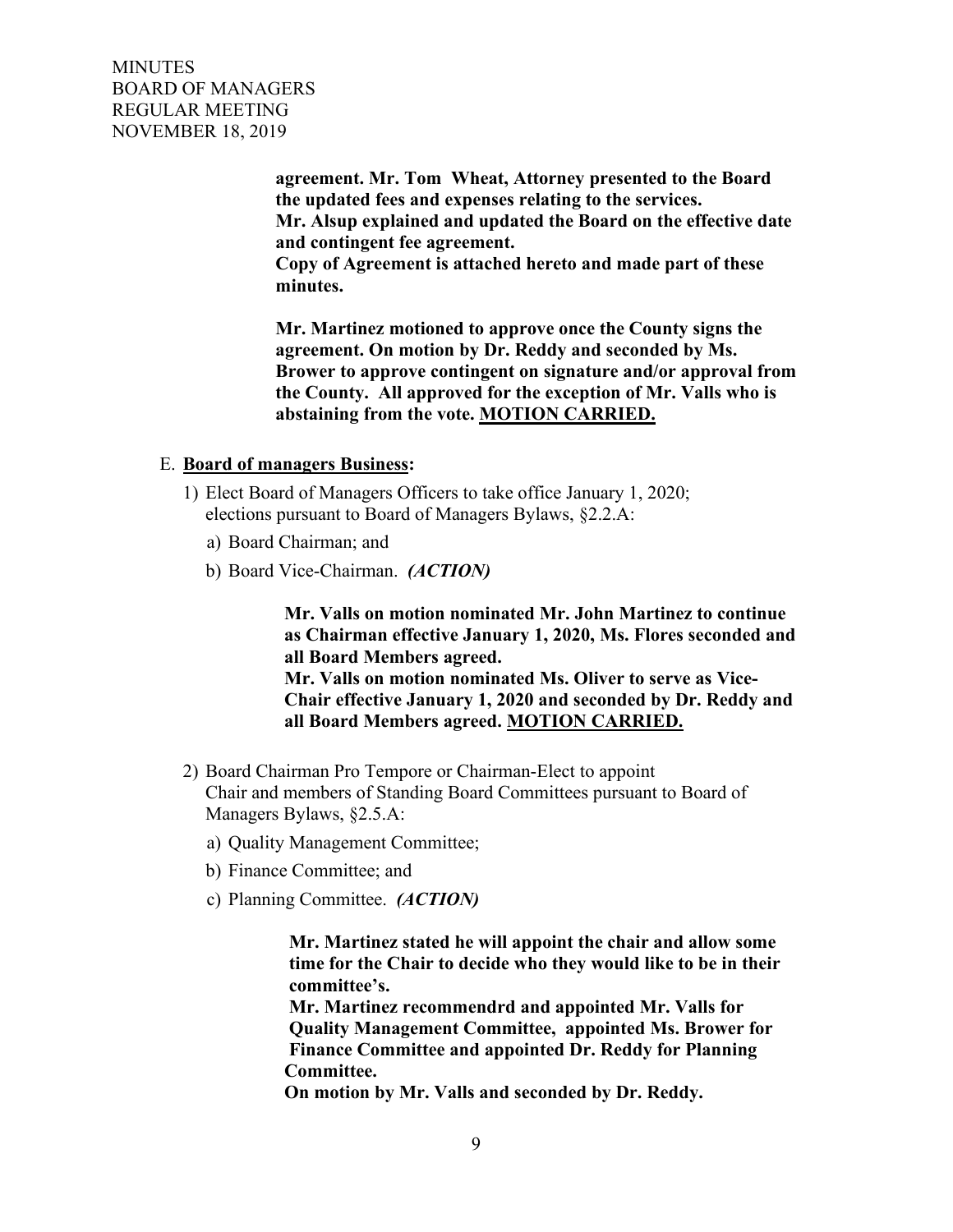**agreement. Mr. Tom  Wheat, Attorney presented to the Board the updated fees and expenses relating to the services.**
**Mr. Alsup explained and updated the Board on the effective date and contingent fee agreement.**
**Copy of Agreement is attached hereto and made part of these minutes.**

**Mr. Martinez motioned to approve once the County signs the agreement. On motion by Dr. Reddy and seconded by Ms. Brower to approve contingent on signature and/or approval from the County.  All approved for the exception of Mr. Valls who is abstaining from the vote. <u>MOTION CARRIED.</u>**

E. **<u>Board of managers Business</u>:**

1) Elect Board of Managers Officers to take office January 1, 2020; elections pursuant to Board of Managers Bylaws, §2.2.A:
   a) Board Chairman; and
   b) Board Vice-Chairman.  ***(ACTION)***

   **Mr. Valls on motion nominated Mr. John Martinez to continue as Chairman effective January 1, 2020, Ms. Flores seconded and all Board Members agreed.**
   **Mr. Valls on motion nominated Ms. Oliver to serve as Vice-Chair effective January 1, 2020 and seconded by Dr. Reddy and all Board Members agreed. <u>MOTION CARRIED.</u>**

2) Board Chairman Pro Tempore or Chairman-Elect to appoint Chair and members of Standing Board Committees pursuant to Board of Managers Bylaws, §2.5.A:
   a) Quality Management Committee;
   b) Finance Committee; and
   c) Planning Committee.  ***(ACTION)***

   **Mr. Martinez stated he will appoint the chair and allow some time for the Chair to decide who they would like to be in their committee's.**
   **Mr. Martinez recommendrd and appointed Mr. Valls for Quality Management Committee,  appointed Ms. Brower for Finance Committee and appointed Dr. Reddy for Planning Committee.**
   **On motion by Mr. Valls and seconded by Dr. Reddy.**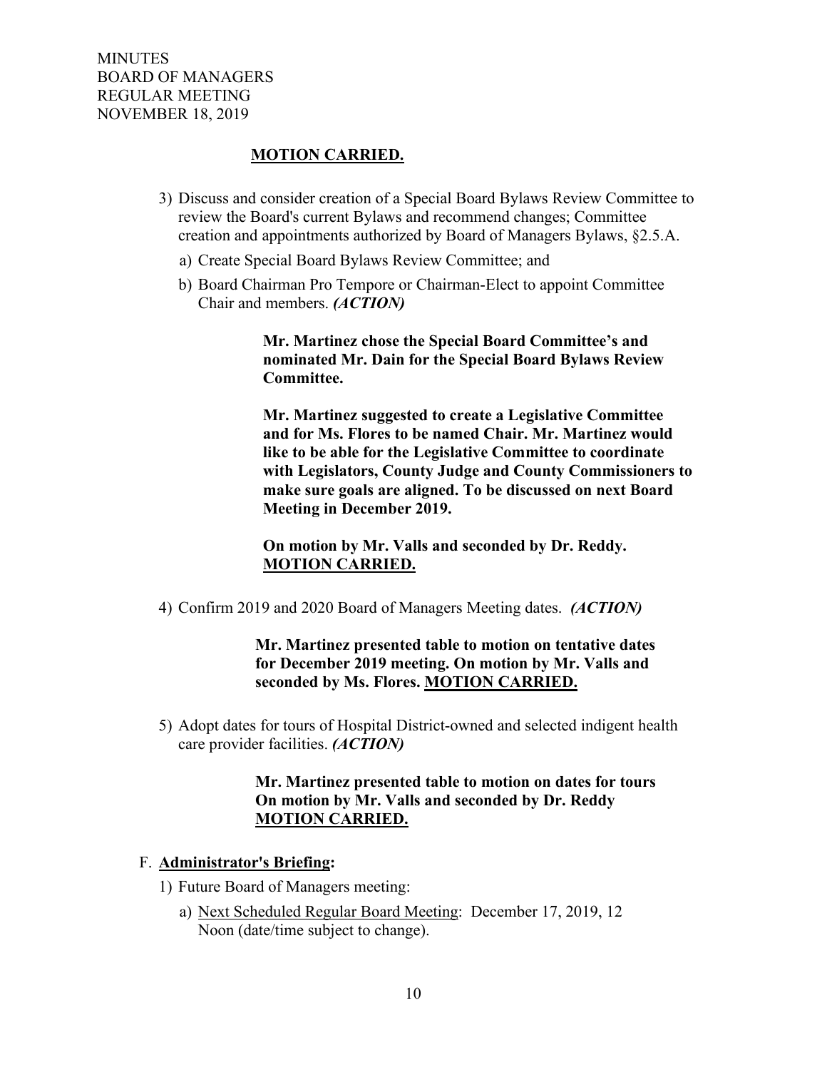**MOTION CARRIED.**

3) Discuss and consider creation of a Special Board Bylaws Review Committee to review the Board's current Bylaws and recommend changes; Committee creation and appointments authorized by Board of Managers Bylaws, §2.5.A.

   a) Create Special Board Bylaws Review Committee; and

   b) Board Chairman Pro Tempore or Chairman-Elect to appoint Committee Chair and members. ***(ACTION)***

   **Mr. Martinez chose the Special Board Committee's and nominated Mr. Dain for the Special Board Bylaws Review Committee.**

   **Mr. Martinez suggested to create a Legislative Committee and for Ms. Flores to be named Chair. Mr. Martinez would like to be able for the Legislative Committee to coordinate with Legislators, County Judge and County Commissioners to make sure goals are aligned. To be discussed on next Board Meeting in December 2019.**

   **On motion by Mr. Valls and seconded by Dr. Reddy. MOTION CARRIED.**

4) Confirm 2019 and 2020 Board of Managers Meeting dates. ***(ACTION)***

   **Mr. Martinez presented table to motion on tentative dates for December 2019 meeting. On motion by Mr. Valls and seconded by Ms. Flores. MOTION CARRIED.**

5) Adopt dates for tours of Hospital District-owned and selected indigent health care provider facilities. ***(ACTION)***

   **Mr. Martinez presented table to motion on dates for tours On motion by Mr. Valls and seconded by Dr. Reddy MOTION CARRIED.**

F. **Administrator's Briefing:**

1) Future Board of Managers meeting:

   a) Next Scheduled Regular Board Meeting: December 17, 2019, 12 Noon (date/time subject to change).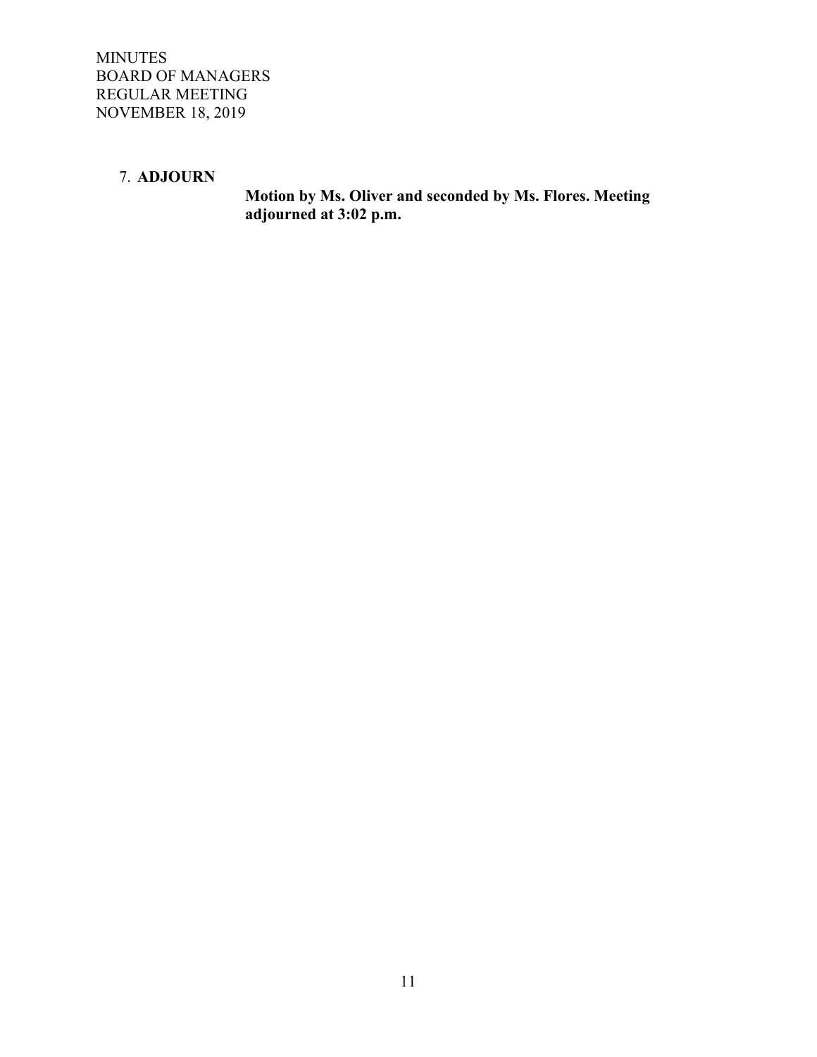7. **ADJOURN**

**Motion by Ms. Oliver and seconded by Ms. Flores. Meeting adjourned at 3:02 p.m.**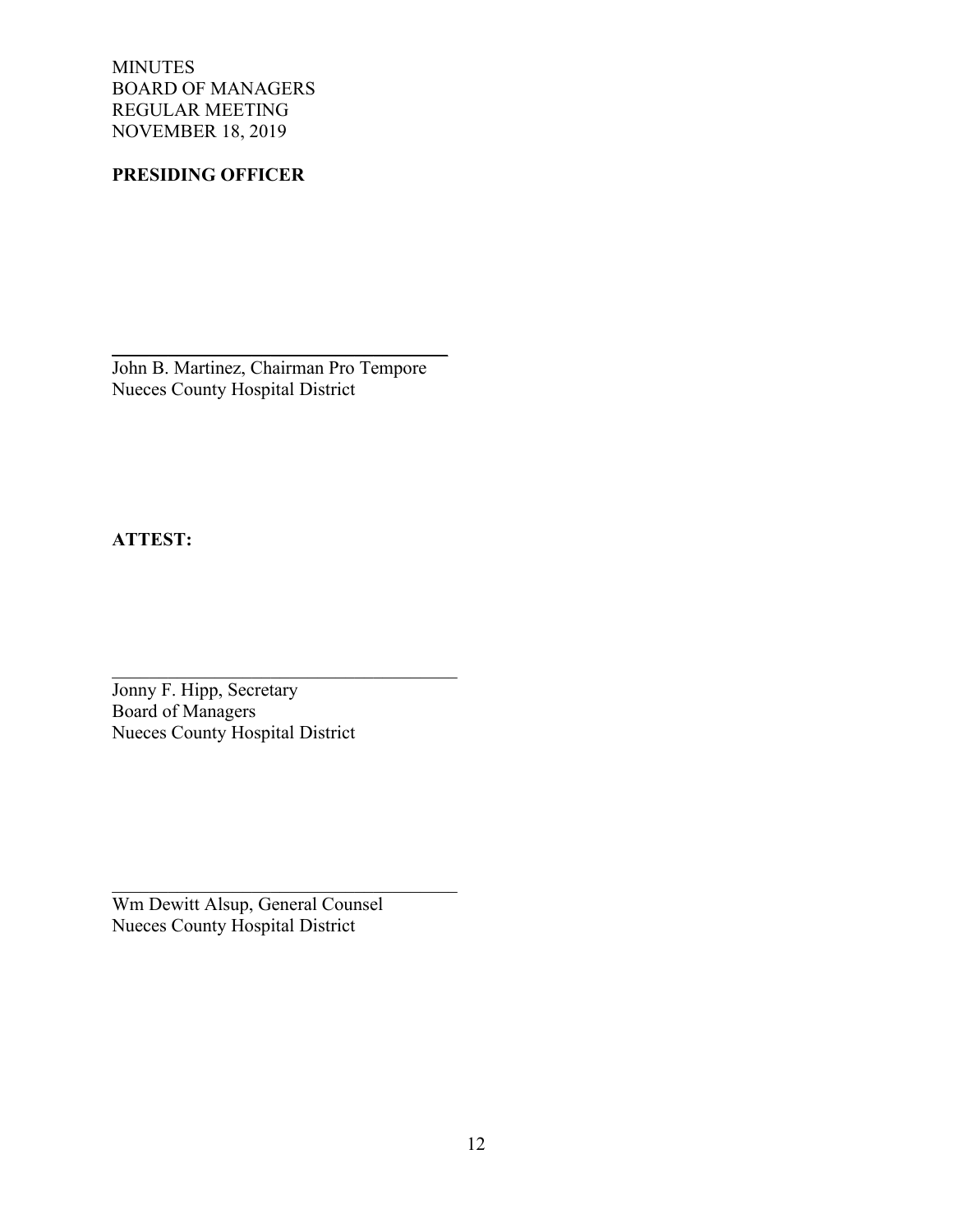MINUTES
BOARD OF MANAGERS
REGULAR MEETING
NOVEMBER 18, 2019

**PRESIDING OFFICER**

\_\_\_\_\_\_\_\_\_\_\_\_\_\_\_\_\_\_\_\_\_\_\_\_\_\_\_\_\_\_\_\_\_\_\_\_\_\_\_\_

John B. Martinez, Chairman Pro Tempore
Nueces County Hospital District

**ATTEST:**

\_\_\_\_\_\_\_\_\_\_\_\_\_\_\_\_\_\_\_\_\_\_\_\_\_\_\_\_\_\_\_\_\_\_\_\_\_\_\_\_

Jonny F. Hipp, Secretary
Board of Managers
Nueces County Hospital District

\_\_\_\_\_\_\_\_\_\_\_\_\_\_\_\_\_\_\_\_\_\_\_\_\_\_\_\_\_\_\_\_\_\_\_\_\_\_\_\_

Wm Dewitt Alsup, General Counsel
Nueces County Hospital District